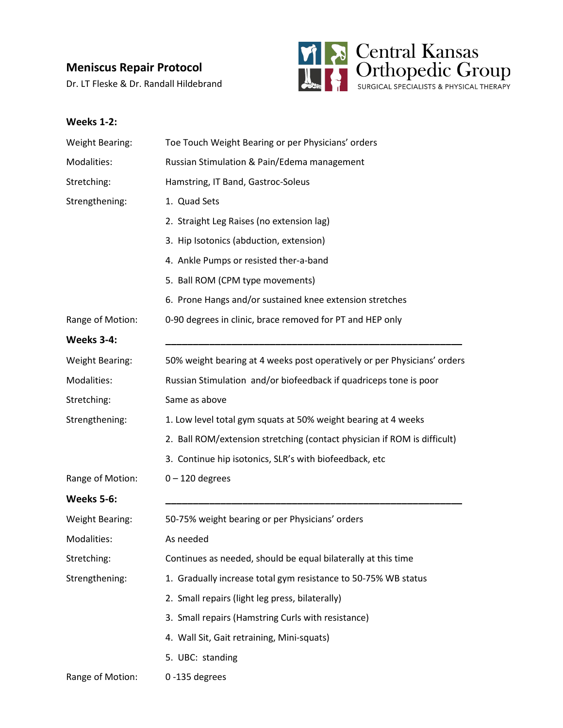# Meniscus Repair Protocol

Dr. LT Fleske & Dr. Randall Hildebrand

Central Kansas Orthopedic Group
SURGICAL SPECIALISTS & PHYSICAL THERAPY

## Weeks 1-2:

| | |
|---|---|
| Weight Bearing: | Toe Touch Weight Bearing or per Physicians' orders |
| Modalities: | Russian Stimulation & Pain/Edema management |
| Stretching: | Hamstring, IT Band, Gastroc-Soleus |
| Strengthening: | 1. Quad Sets |
| | 2. Straight Leg Raises (no extension lag) |
| | 3. Hip Isotonics (abduction, extension) |
| | 4. Ankle Pumps or resisted ther-a-band |
| | 5. Ball ROM (CPM type movements) |
| | 6. Prone Hangs and/or sustained knee extension stretches |
| Range of Motion: | 0-90 degrees in clinic, brace removed for PT and HEP only |

## Weeks 3-4:

| | |
|---|---|
| Weight Bearing: | 50% weight bearing at 4 weeks post operatively or per Physicians' orders |
| Modalities: | Russian Stimulation and/or biofeedback if quadriceps tone is poor |
| Stretching: | Same as above |
| Strengthening: | 1. Low level total gym squats at 50% weight bearing at 4 weeks |
| | 2. Ball ROM/extension stretching (contact physician if ROM is difficult) |
| | 3. Continue hip isotonics, SLR's with biofeedback, etc |
| Range of Motion: | 0 – 120 degrees |

## Weeks 5-6:

| | |
|---|---|
| Weight Bearing: | 50-75% weight bearing or per Physicians' orders |
| Modalities: | As needed |
| Stretching: | Continues as needed, should be equal bilaterally at this time |
| Strengthening: | 1. Gradually increase total gym resistance to 50-75% WB status |
| | 2. Small repairs (light leg press, bilaterally) |
| | 3. Small repairs (Hamstring Curls with resistance) |
| | 4. Wall Sit, Gait retraining, Mini-squats) |
| | 5. UBC: standing |
| Range of Motion: | 0 -135 degrees |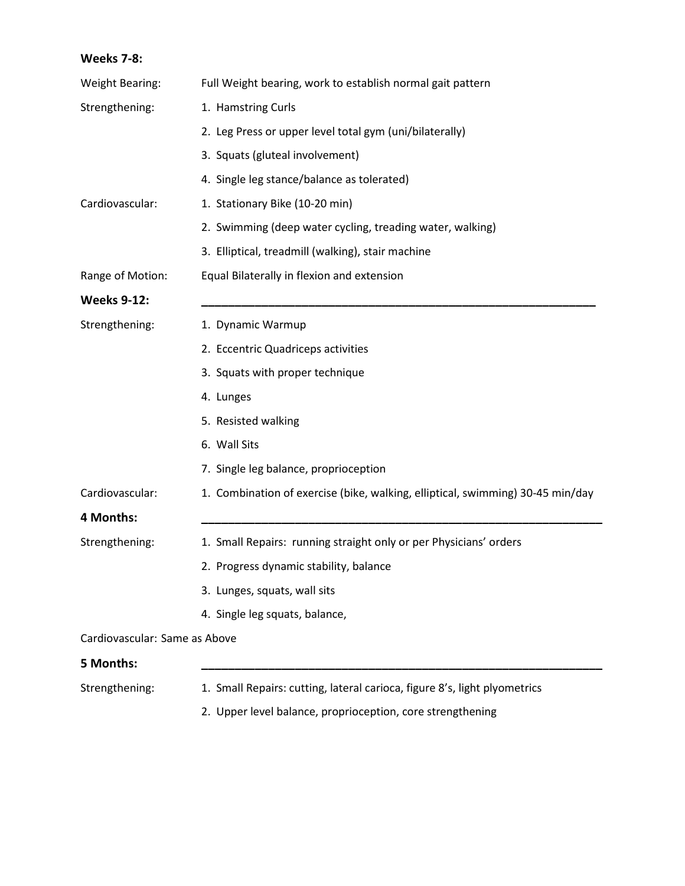**Weeks 7-8:**

Weight Bearing: Full Weight bearing, work to establish normal gait pattern

Strengthening:

1. Hamstring Curls
2. Leg Press or upper level total gym (uni/bilaterally)
3. Squats (gluteal involvement)
4. Single leg stance/balance as tolerated)

Cardiovascular:

1. Stationary Bike (10-20 min)
2. Swimming (deep water cycling, treading water, walking)
3. Elliptical, treadmill (walking), stair machine

Range of Motion: Equal Bilaterally in flexion and extension

**Weeks 9-12:**

Strengthening:

1. Dynamic Warmup
2. Eccentric Quadriceps activities
3. Squats with proper technique
4. Lunges
5. Resisted walking
6. Wall Sits
7. Single leg balance, proprioception

Cardiovascular:

1. Combination of exercise (bike, walking, elliptical, swimming) 30-45 min/day

**4 Months:**

Strengthening:

1. Small Repairs: running straight only or per Physicians' orders
2. Progress dynamic stability, balance
3. Lunges, squats, wall sits
4. Single leg squats, balance,

Cardiovascular: Same as Above

**5 Months:**

Strengthening:

1. Small Repairs: cutting, lateral carioca, figure 8's, light plyometrics
2. Upper level balance, proprioception, core strengthening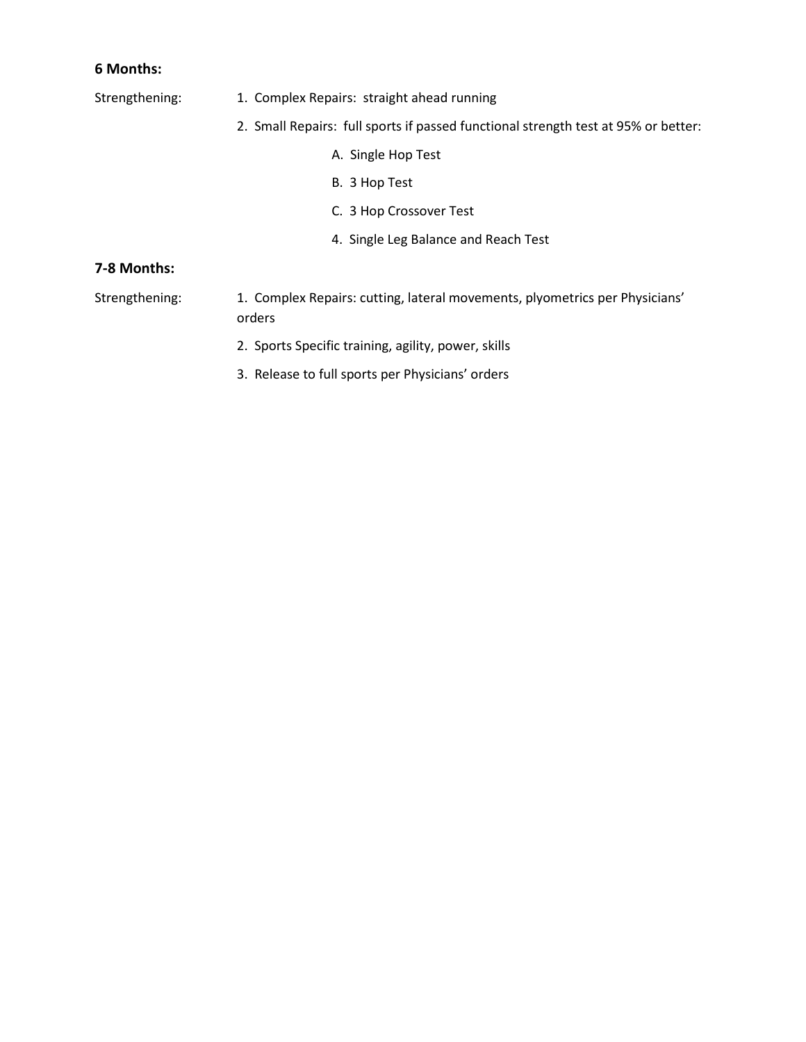**6 Months:**

Strengthening:

1. Complex Repairs: straight ahead running
2. Small Repairs: full sports if passed functional strength test at 95% or better:

    A. Single Hop Test

    B. 3 Hop Test

    C. 3 Hop Crossover Test

    4. Single Leg Balance and Reach Test

**7-8 Months:**

Strengthening:

1. Complex Repairs: cutting, lateral movements, plyometrics per Physicians' orders
2. Sports Specific training, agility, power, skills
3. Release to full sports per Physicians' orders